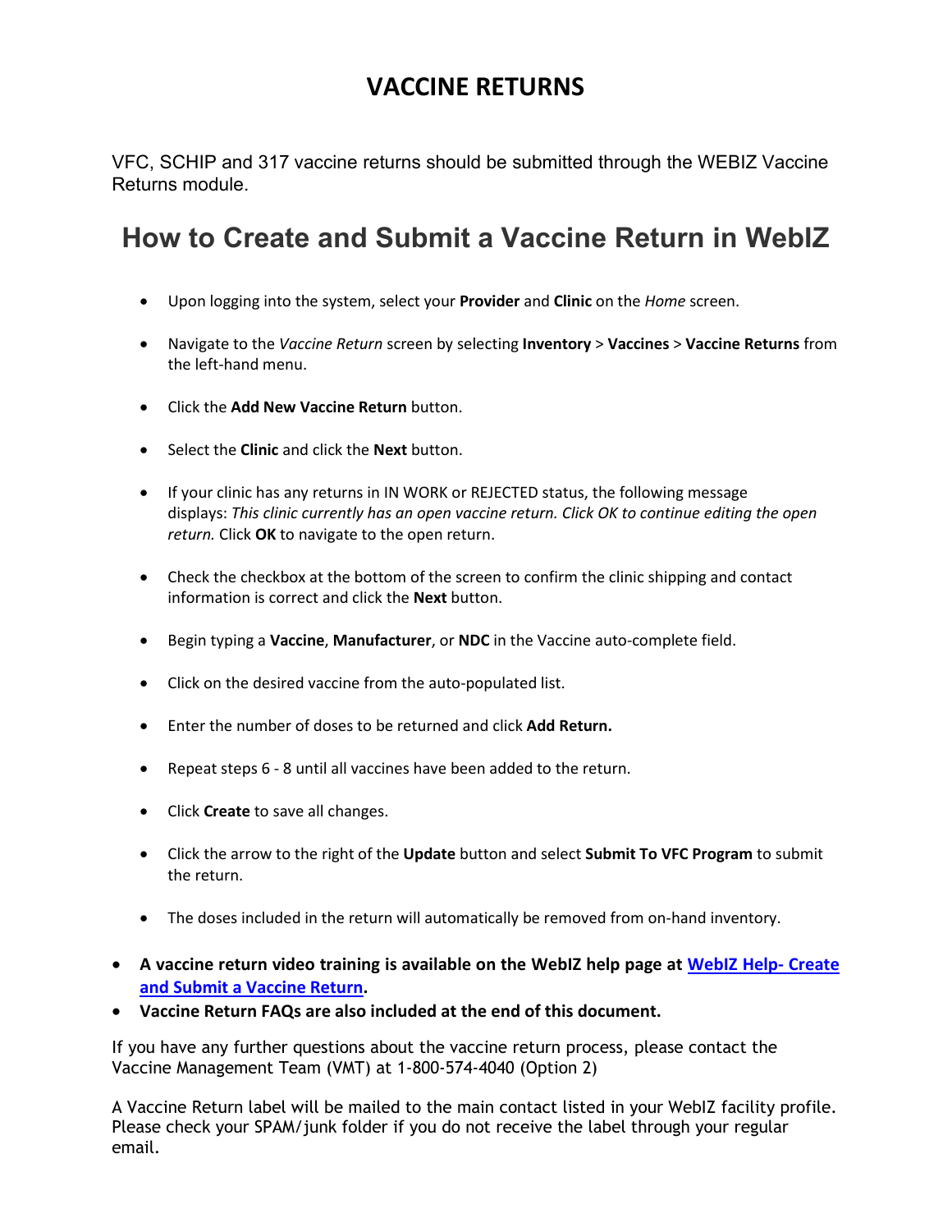# VACCINE RETURNS

VFC, SCHIP and 317 vaccine returns should be submitted through the WEBIZ Vaccine Returns module.

## How to Create and Submit a Vaccine Return in WebIZ

- Upon logging into the system, select your **Provider** and **Clinic** on the *Home* screen.
- Navigate to the *Vaccine Return* screen by selecting **Inventory** > **Vaccines** > **Vaccine Returns** from the left-hand menu.
- Click the **Add New Vaccine Return** button.
- Select the **Clinic** and click the **Next** button.
- If your clinic has any returns in IN WORK or REJECTED status, the following message displays: *This clinic currently has an open vaccine return. Click OK to continue editing the open return.* Click **OK** to navigate to the open return.
- Check the checkbox at the bottom of the screen to confirm the clinic shipping and contact information is correct and click the **Next** button.
- Begin typing a **Vaccine**, **Manufacturer**, or **NDC** in the Vaccine auto-complete field.
- Click on the desired vaccine from the auto-populated list.
- Enter the number of doses to be returned and click **Add Return.**
- Repeat steps 6 - 8 until all vaccines have been added to the return.
- Click **Create** to save all changes.
- Click the arrow to the right of the **Update** button and select **Submit To VFC Program** to submit the return.
- The doses included in the return will automatically be removed from on-hand inventory.

- **A vaccine return video training is available on the WebIZ help page at [WebIZ Help- Create and Submit a Vaccine Return](WebIZ Help- Create and Submit a Vaccine Return).**
- **Vaccine Return FAQs are also included at the end of this document.**

If you have any further questions about the vaccine return process, please contact the Vaccine Management Team (VMT) at 1-800-574-4040 (Option 2)

A Vaccine Return label will be mailed to the main contact listed in your WebIZ facility profile. Please check your SPAM/junk folder if you do not receive the label through your regular email.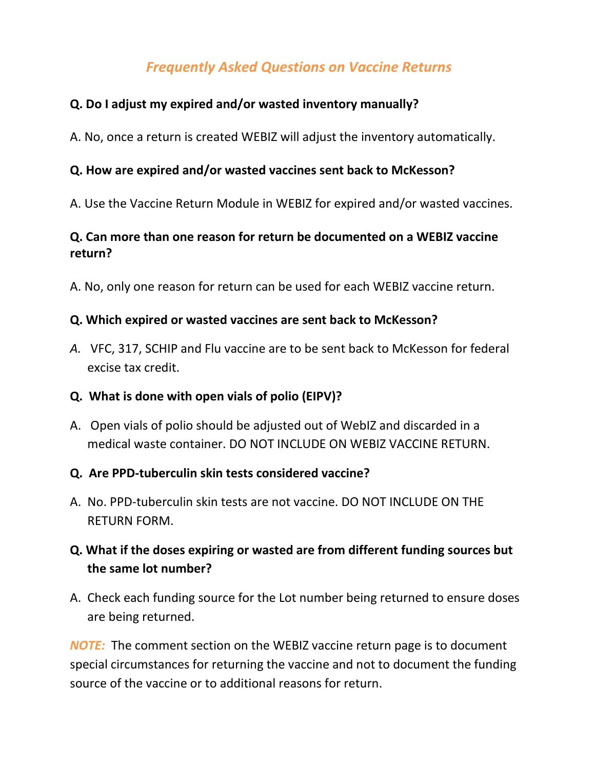# *Frequently Asked Questions on Vaccine Returns*

**Q. Do I adjust my expired and/or wasted inventory manually?**

A. No, once a return is created WEBIZ will adjust the inventory automatically.

**Q. How are expired and/or wasted vaccines sent back to McKesson?**

A. Use the Vaccine Return Module in WEBIZ for expired and/or wasted vaccines.

**Q. Can more than one reason for return be documented on a WEBIZ vaccine return?**

A. No, only one reason for return can be used for each WEBIZ vaccine return.

**Q. Which expired or wasted vaccines are sent back to McKesson?**

*A.* VFC, 317, SCHIP and Flu vaccine are to be sent back to McKesson for federal excise tax credit.

**Q. What is done with open vials of polio (EIPV)?**

A. Open vials of polio should be adjusted out of WebIZ and discarded in a medical waste container. DO NOT INCLUDE ON WEBIZ VACCINE RETURN.

**Q. Are PPD-tuberculin skin tests considered vaccine?**

A. No. PPD-tuberculin skin tests are not vaccine. DO NOT INCLUDE ON THE RETURN FORM.

**Q. What if the doses expiring or wasted are from different funding sources but the same lot number?**

A. Check each funding source for the Lot number being returned to ensure doses are being returned.

***NOTE:*** The comment section on the WEBIZ vaccine return page is to document special circumstances for returning the vaccine and not to document the funding source of the vaccine or to additional reasons for return.